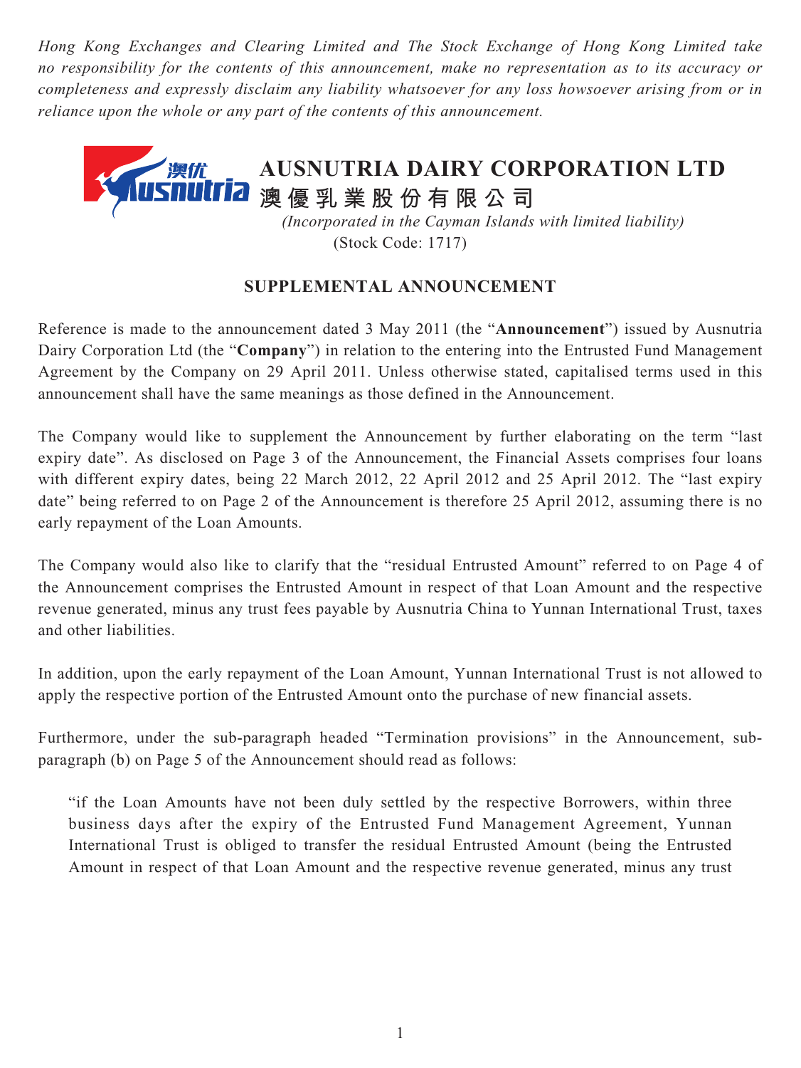*Hong Kong Exchanges and Clearing Limited and The Stock Exchange of Hong Kong Limited take no responsibility for the contents of this announcement, make no representation as to its accuracy or completeness and expressly disclaim any liability whatsoever for any loss howsoever arising from or in reliance upon the whole or any part of the contents of this announcement.*

# AUSNUTRIA DAIRY CORPORATION LTD
# 澳優乳業股份有限公司

*(Incorporated in the Cayman Islands with limited liability)*
(Stock Code: 1717)

## SUPPLEMENTAL ANNOUNCEMENT

Reference is made to the announcement dated 3 May 2011 (the "**Announcement**") issued by Ausnutria Dairy Corporation Ltd (the "**Company**") in relation to the entering into the Entrusted Fund Management Agreement by the Company on 29 April 2011. Unless otherwise stated, capitalised terms used in this announcement shall have the same meanings as those defined in the Announcement.

The Company would like to supplement the Announcement by further elaborating on the term "last expiry date". As disclosed on Page 3 of the Announcement, the Financial Assets comprises four loans with different expiry dates, being 22 March 2012, 22 April 2012 and 25 April 2012. The "last expiry date" being referred to on Page 2 of the Announcement is therefore 25 April 2012, assuming there is no early repayment of the Loan Amounts.

The Company would also like to clarify that the "residual Entrusted Amount" referred to on Page 4 of the Announcement comprises the Entrusted Amount in respect of that Loan Amount and the respective revenue generated, minus any trust fees payable by Ausnutria China to Yunnan International Trust, taxes and other liabilities.

In addition, upon the early repayment of the Loan Amount, Yunnan International Trust is not allowed to apply the respective portion of the Entrusted Amount onto the purchase of new financial assets.

Furthermore, under the sub-paragraph headed "Termination provisions" in the Announcement, sub-paragraph (b) on Page 5 of the Announcement should read as follows:

> "if the Loan Amounts have not been duly settled by the respective Borrowers, within three business days after the expiry of the Entrusted Fund Management Agreement, Yunnan International Trust is obliged to transfer the residual Entrusted Amount (being the Entrusted Amount in respect of that Loan Amount and the respective revenue generated, minus any trust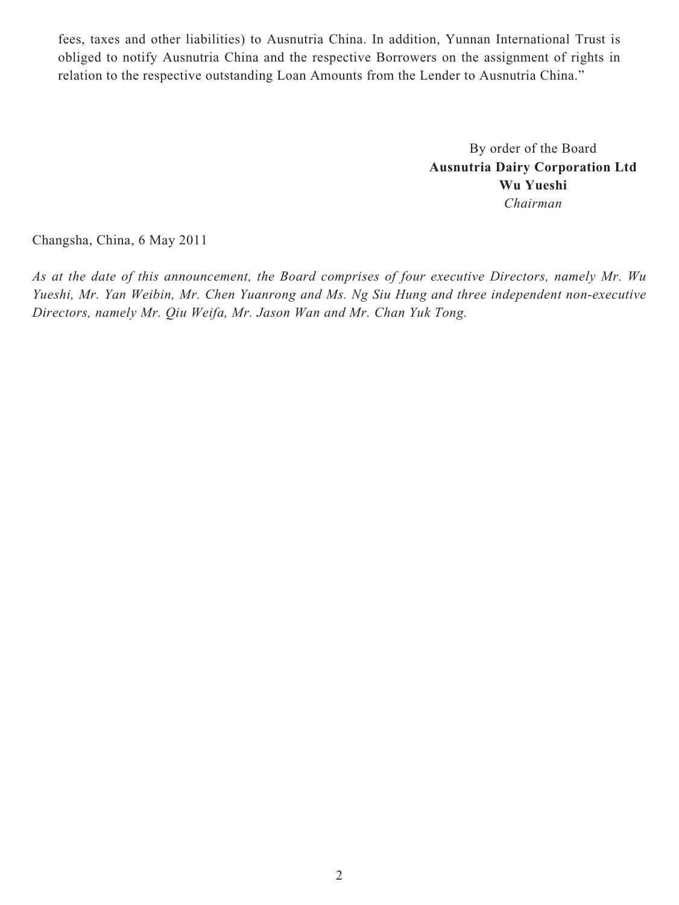fees, taxes and other liabilities) to Ausnutria China. In addition, Yunnan International Trust is obliged to notify Ausnutria China and the respective Borrowers on the assignment of rights in relation to the respective outstanding Loan Amounts from the Lender to Ausnutria China."

By order of the Board
**Ausnutria Dairy Corporation Ltd**
**Wu Yueshi**
*Chairman*

Changsha, China, 6 May 2011

*As at the date of this announcement, the Board comprises of four executive Directors, namely Mr. Wu Yueshi, Mr. Yan Weibin, Mr. Chen Yuanrong and Ms. Ng Siu Hung and three independent non-executive Directors, namely Mr. Qiu Weifa, Mr. Jason Wan and Mr. Chan Yuk Tong.*